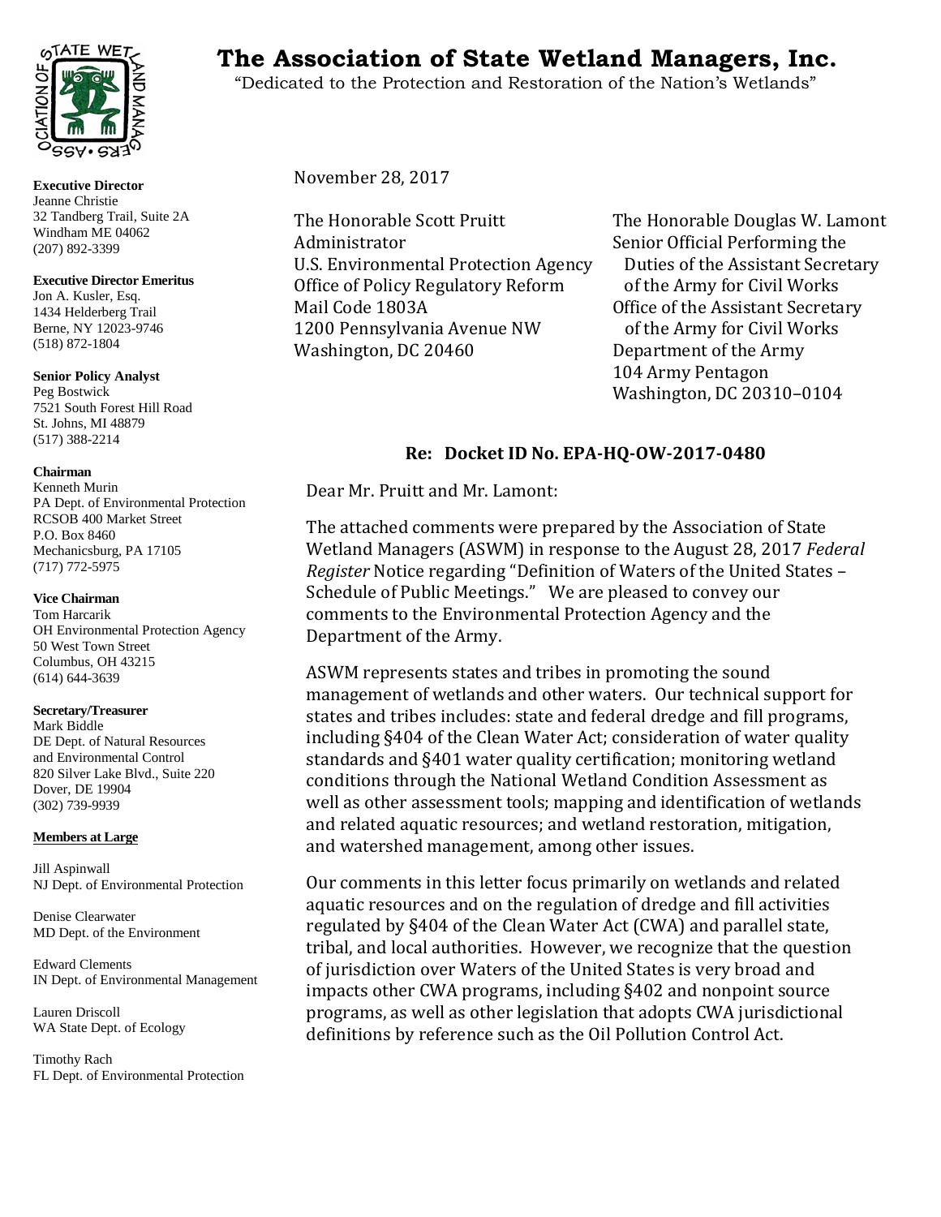# The Association of State Wetland Managers, Inc.

"Dedicated to the Protection and Restoration of the Nation's Wetlands"

**Executive Director**
Jeanne Christie
32 Tandberg Trail, Suite 2A
Windham ME 04062
(207) 892-3399

**Executive Director Emeritus**
Jon A. Kusler, Esq.
1434 Helderberg Trail
Berne, NY 12023-9746
(518) 872-1804

**Senior Policy Analyst**
Peg Bostwick
7521 South Forest Hill Road
St. Johns, MI 48879
(517) 388-2214

**Chairman**
Kenneth Murin
PA Dept. of Environmental Protection
RCSOB 400 Market Street
P.O. Box 8460
Mechanicsburg, PA 17105
(717) 772-5975

**Vice Chairman**
Tom Harcarik
OH Environmental Protection Agency
50 West Town Street
Columbus, OH 43215
(614) 644-3639

**Secretary/Treasurer**
Mark Biddle
DE Dept. of Natural Resources
and Environmental Control
820 Silver Lake Blvd., Suite 220
Dover, DE 19904
(302) 739-9939

**Members at Large**

Jill Aspinwall
NJ Dept. of Environmental Protection

Denise Clearwater
MD Dept. of the Environment

Edward Clements
IN Dept. of Environmental Management

Lauren Driscoll
WA State Dept. of Ecology

Timothy Rach
FL Dept. of Environmental Protection

November 28, 2017

The Honorable Scott Pruitt
Administrator
U.S. Environmental Protection Agency
Office of Policy Regulatory Reform
Mail Code 1803A
1200 Pennsylvania Avenue NW
Washington, DC 20460

The Honorable Douglas W. Lamont
Senior Official Performing the
Duties of the Assistant Secretary
of the Army for Civil Works
Office of the Assistant Secretary
of the Army for Civil Works
Department of the Army
104 Army Pentagon
Washington, DC 20310–0104

**Re: Docket ID No. EPA-HQ-OW-2017-0480**

Dear Mr. Pruitt and Mr. Lamont:

The attached comments were prepared by the Association of State Wetland Managers (ASWM) in response to the August 28, 2017 *Federal Register* Notice regarding "Definition of Waters of the United States – Schedule of Public Meetings." We are pleased to convey our comments to the Environmental Protection Agency and the Department of the Army.

ASWM represents states and tribes in promoting the sound management of wetlands and other waters. Our technical support for states and tribes includes: state and federal dredge and fill programs, including §404 of the Clean Water Act; consideration of water quality standards and §401 water quality certification; monitoring wetland conditions through the National Wetland Condition Assessment as well as other assessment tools; mapping and identification of wetlands and related aquatic resources; and wetland restoration, mitigation, and watershed management, among other issues.

Our comments in this letter focus primarily on wetlands and related aquatic resources and on the regulation of dredge and fill activities regulated by §404 of the Clean Water Act (CWA) and parallel state, tribal, and local authorities. However, we recognize that the question of jurisdiction over Waters of the United States is very broad and impacts other CWA programs, including §402 and nonpoint source programs, as well as other legislation that adopts CWA jurisdictional definitions by reference such as the Oil Pollution Control Act.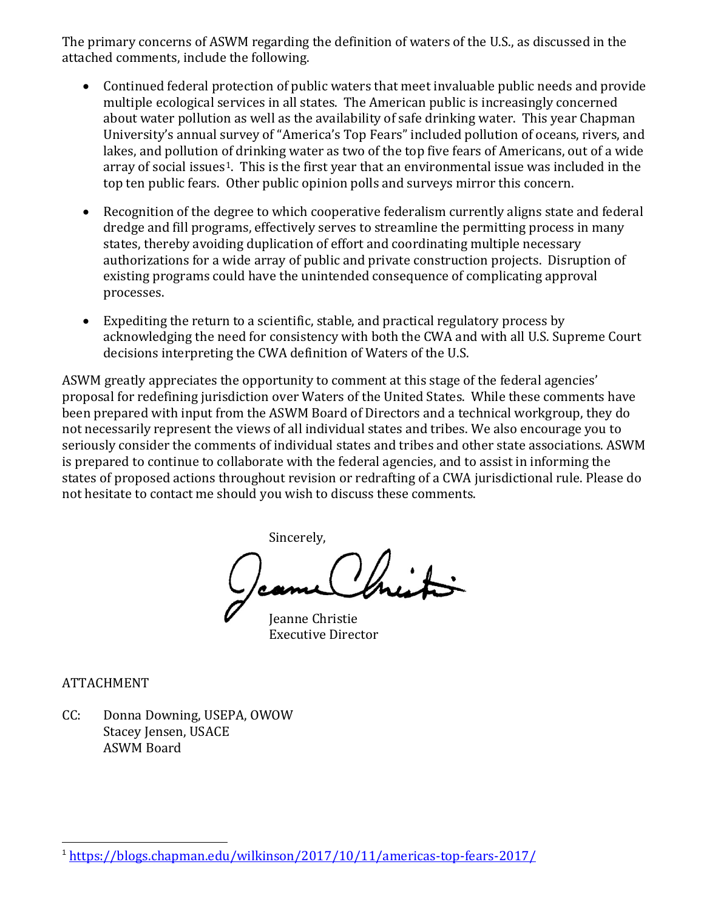The primary concerns of ASWM regarding the definition of waters of the U.S., as discussed in the attached comments, include the following.

- Continued federal protection of public waters that meet invaluable public needs and provide multiple ecological services in all states. The American public is increasingly concerned about water pollution as well as the availability of safe drinking water. This year Chapman University's annual survey of "America's Top Fears" included pollution of oceans, rivers, and lakes, and pollution of drinking water as two of the top five fears of Americans, out of a wide array of social issues[1]. This is the first year that an environmental issue was included in the top ten public fears. Other public opinion polls and surveys mirror this concern.

- Recognition of the degree to which cooperative federalism currently aligns state and federal dredge and fill programs, effectively serves to streamline the permitting process in many states, thereby avoiding duplication of effort and coordinating multiple necessary authorizations for a wide array of public and private construction projects. Disruption of existing programs could have the unintended consequence of complicating approval processes.

- Expediting the return to a scientific, stable, and practical regulatory process by acknowledging the need for consistency with both the CWA and with all U.S. Supreme Court decisions interpreting the CWA definition of Waters of the U.S.

ASWM greatly appreciates the opportunity to comment at this stage of the federal agencies' proposal for redefining jurisdiction over Waters of the United States. While these comments have been prepared with input from the ASWM Board of Directors and a technical workgroup, they do not necessarily represent the views of all individual states and tribes. We also encourage you to seriously consider the comments of individual states and tribes and other state associations. ASWM is prepared to continue to collaborate with the federal agencies, and to assist in informing the states of proposed actions throughout revision or redrafting of a CWA jurisdictional rule. Please do not hesitate to contact me should you wish to discuss these comments.

Sincerely,

Jeanne Christie
Executive Director

ATTACHMENT

CC: Donna Downing, USEPA, OWOW
Stacey Jensen, USACE
ASWM Board

---

[1] https://blogs.chapman.edu/wilkinson/2017/10/11/americas-top-fears-2017/